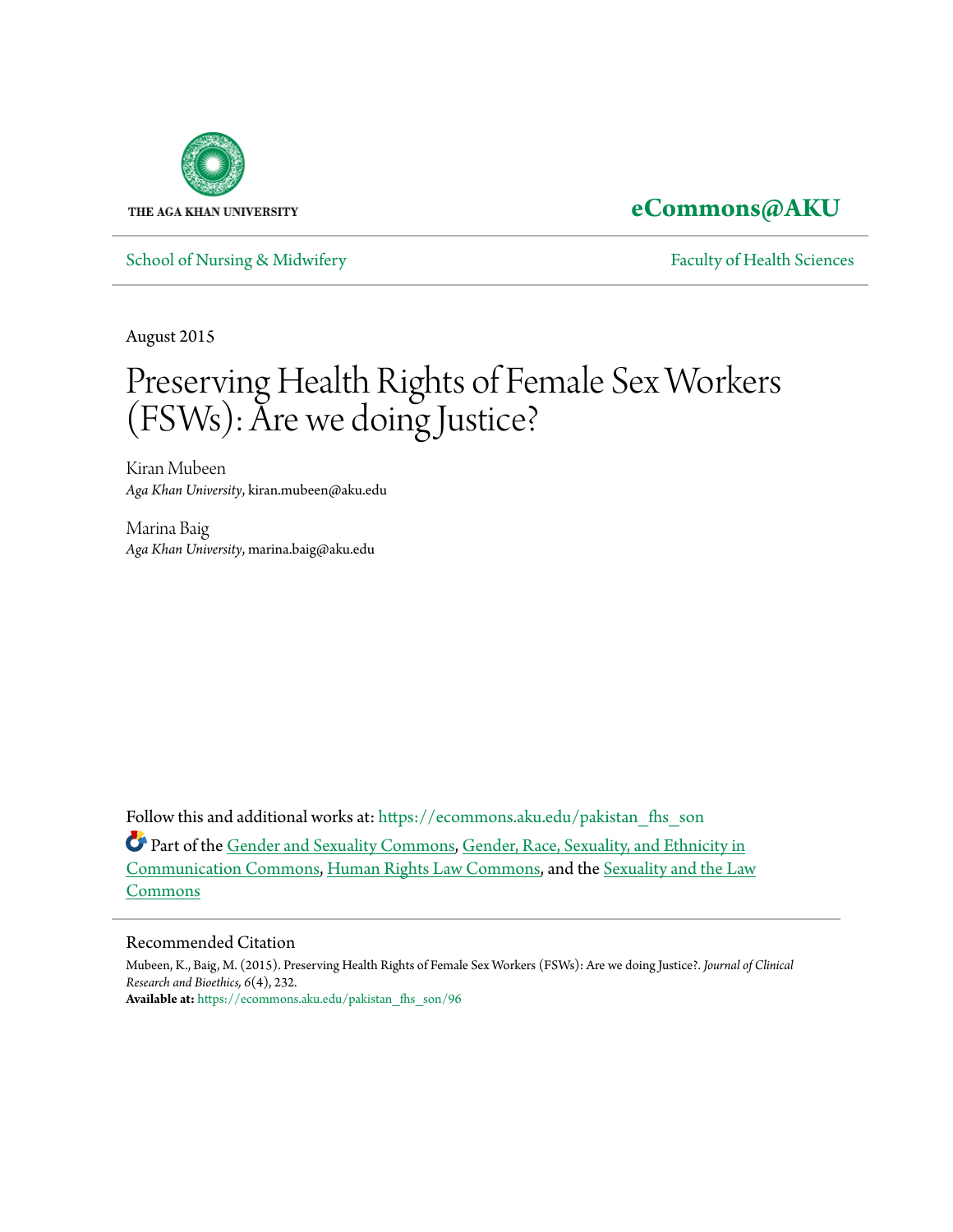THE AGA KHAN UNIVERSITY

**eCommons@AKU**

School of Nursing & Midwifery

Faculty of Health Sciences

August 2015

# Preserving Health Rights of Female Sex Workers (FSWs): Are we doing Justice?

Kiran Mubeen
*Aga Khan University*, kiran.mubeen@aku.edu

Marina Baig
*Aga Khan University*, marina.baig@aku.edu

Follow this and additional works at: https://ecommons.aku.edu/pakistan_fhs_son

Part of the Gender and Sexuality Commons, Gender, Race, Sexuality, and Ethnicity in Communication Commons, Human Rights Law Commons, and the Sexuality and the Law Commons

## Recommended Citation

Mubeen, K., Baig, M. (2015). Preserving Health Rights of Female Sex Workers (FSWs): Are we doing Justice?. *Journal of Clinical Research and Bioethics, 6*(4), 232.

**Available at:** https://ecommons.aku.edu/pakistan_fhs_son/96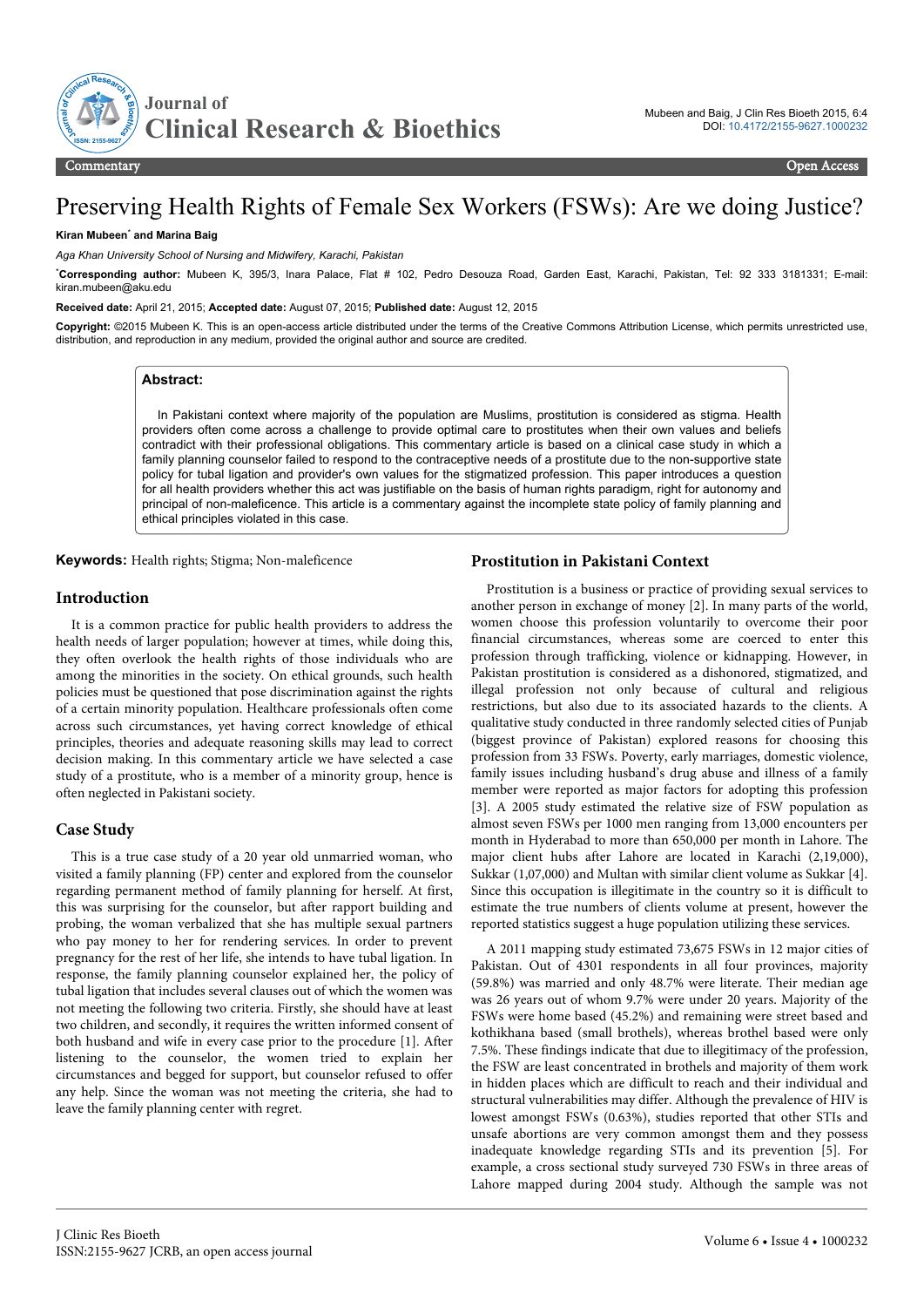# Preserving Health Rights of Female Sex Workers (FSWs): Are we doing Justice?

**Kiran Mubeen*** **and Marina Baig**

*Aga Khan University School of Nursing and Midwifery, Karachi, Pakistan*

***Corresponding author:** Mubeen K, 395/3, Inara Palace, Flat # 102, Pedro Desouza Road, Garden East, Karachi, Pakistan, Tel: 92 333 3181331; E-mail: kiran.mubeen@aku.edu

**Received date:** April 21, 2015; **Accepted date:** August 07, 2015; **Published date:** August 12, 2015

**Copyright:** ©2015 Mubeen K. This is an open-access article distributed under the terms of the Creative Commons Attribution License, which permits unrestricted use, distribution, and reproduction in any medium, provided the original author and source are credited.

## Abstract:

In Pakistani context where majority of the population are Muslims, prostitution is considered as stigma. Health providers often come across a challenge to provide optimal care to prostitutes when their own values and beliefs contradict with their professional obligations. This commentary article is based on a clinical case study in which a family planning counselor failed to respond to the contraceptive needs of a prostitute due to the non-supportive state policy for tubal ligation and provider's own values for the stigmatized profession. This paper introduces a question for all health providers whether this act was justifiable on the basis of human rights paradigm, right for autonomy and principal of non-maleficence. This article is a commentary against the incomplete state policy of family planning and ethical principles violated in this case.

**Keywords:** Health rights; Stigma; Non-maleficence

## Introduction

It is a common practice for public health providers to address the health needs of larger population; however at times, while doing this, they often overlook the health rights of those individuals who are among the minorities in the society. On ethical grounds, such health policies must be questioned that pose discrimination against the rights of a certain minority population. Healthcare professionals often come across such circumstances, yet having correct knowledge of ethical principles, theories and adequate reasoning skills may lead to correct decision making. In this commentary article we have selected a case study of a prostitute, who is a member of a minority group, hence is often neglected in Pakistani society.

## Case Study

This is a true case study of a 20 year old unmarried woman, who visited a family planning (FP) center and explored from the counselor regarding permanent method of family planning for herself. At first, this was surprising for the counselor, but after rapport building and probing, the woman verbalized that she has multiple sexual partners who pay money to her for rendering services. In order to prevent pregnancy for the rest of her life, she intends to have tubal ligation. In response, the family planning counselor explained her, the policy of tubal ligation that includes several clauses out of which the women was not meeting the following two criteria. Firstly, she should have at least two children, and secondly, it requires the written informed consent of both husband and wife in every case prior to the procedure [1]. After listening to the counselor, the women tried to explain her circumstances and begged for support, but counselor refused to offer any help. Since the woman was not meeting the criteria, she had to leave the family planning center with regret.

## Prostitution in Pakistani Context

Prostitution is a business or practice of providing sexual services to another person in exchange of money [2]. In many parts of the world, women choose this profession voluntarily to overcome their poor financial circumstances, whereas some are coerced to enter this profession through trafficking, violence or kidnapping. However, in Pakistan prostitution is considered as a dishonored, stigmatized, and illegal profession not only because of cultural and religious restrictions, but also due to its associated hazards to the clients. A qualitative study conducted in three randomly selected cities of Punjab (biggest province of Pakistan) explored reasons for choosing this profession from 33 FSWs. Poverty, early marriages, domestic violence, family issues including husband's drug abuse and illness of a family member were reported as major factors for adopting this profession [3]. A 2005 study estimated the relative size of FSW population as almost seven FSWs per 1000 men ranging from 13,000 encounters per month in Hyderabad to more than 650,000 per month in Lahore. The major client hubs after Lahore are located in Karachi (2,19,000), Sukkar (1,07,000) and Multan with similar client volume as Sukkar [4]. Since this occupation is illegitimate in the country so it is difficult to estimate the true numbers of clients volume at present, however the reported statistics suggest a huge population utilizing these services.

A 2011 mapping study estimated 73,675 FSWs in 12 major cities of Pakistan. Out of 4301 respondents in all four provinces, majority (59.8%) was married and only 48.7% were literate. Their median age was 26 years out of whom 9.7% were under 20 years. Majority of the FSWs were home based (45.2%) and remaining were street based and kothikhana based (small brothels), whereas brothel based were only 7.5%. These findings indicate that due to illegitimacy of the profession, the FSW are least concentrated in brothels and majority of them work in hidden places which are difficult to reach and their individual and structural vulnerabilities may differ. Although the prevalence of HIV is lowest amongst FSWs (0.63%), studies reported that other STIs and unsafe abortions are very common amongst them and they possess inadequate knowledge regarding STIs and its prevention [5]. For example, a cross sectional study surveyed 730 FSWs in three areas of Lahore mapped during 2004 study. Although the sample was not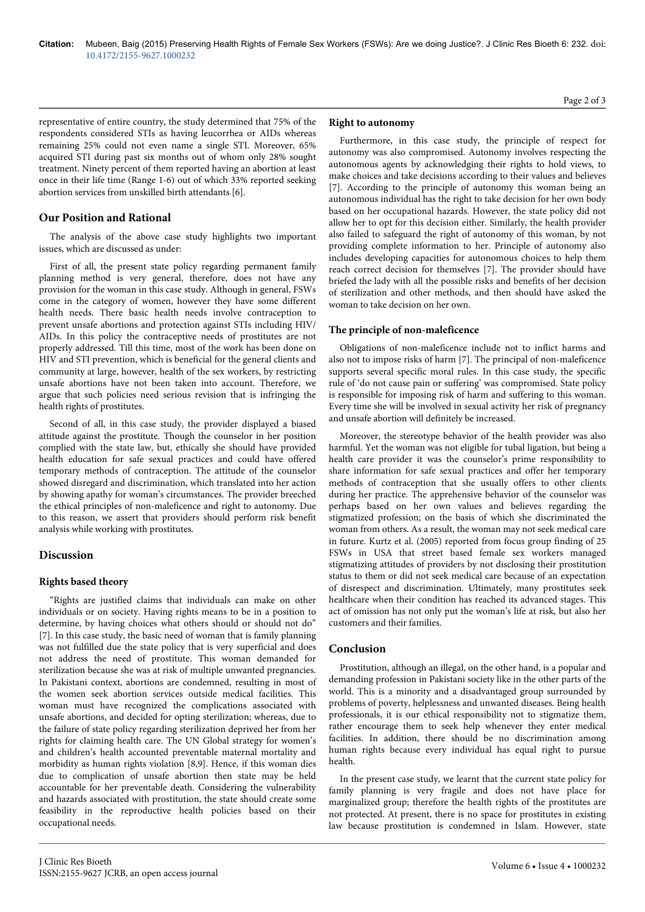representative of entire country, the study determined that 75% of the respondents considered STIs as having leucorrhea or AIDs whereas remaining 25% could not even name a single STI. Moreover, 65% acquired STI during past six months out of whom only 28% sought treatment. Ninety percent of them reported having an abortion at least once in their life time (Range 1-6) out of which 33% reported seeking abortion services from unskilled birth attendants [6].

## Our Position and Rational

The analysis of the above case study highlights two important issues, which are discussed as under:

First of all, the present state policy regarding permanent family planning method is very general, therefore, does not have any provision for the woman in this case study. Although in general, FSWs come in the category of women, however they have some different health needs. There basic health needs involve contraception to prevent unsafe abortions and protection against STIs including HIV/AIDs. In this policy the contraceptive needs of prostitutes are not properly addressed. Till this time, most of the work has been done on HIV and STI prevention, which is beneficial for the general clients and community at large, however, health of the sex workers, by restricting unsafe abortions have not been taken into account. Therefore, we argue that such policies need serious revision that is infringing the health rights of prostitutes.

Second of all, in this case study, the provider displayed a biased attitude against the prostitute. Though the counselor in her position complied with the state law, but, ethically she should have provided health education for safe sexual practices and could have offered temporary methods of contraception. The attitude of the counselor showed disregard and discrimination, which translated into her action by showing apathy for woman's circumstances. The provider breeched the ethical principles of non-maleficence and right to autonomy. Due to this reason, we assert that providers should perform risk benefit analysis while working with prostitutes.

## Discussion

### Rights based theory

"Rights are justified claims that individuals can make on other individuals or on society. Having rights means to be in a position to determine, by having choices what others should or should not do" [7]. In this case study, the basic need of woman that is family planning was not fulfilled due the state policy that is very superficial and does not address the need of prostitute. This woman demanded for sterilization because she was at risk of multiple unwanted pregnancies. In Pakistani context, abortions are condemned, resulting in most of the women seek abortion services outside medical facilities. This woman must have recognized the complications associated with unsafe abortions, and decided for opting sterilization; whereas, due to the failure of state policy regarding sterilization deprived her from her rights for claiming health care. The UN Global strategy for women's and children's health accounted preventable maternal mortality and morbidity as human rights violation [8,9]. Hence, if this woman dies due to complication of unsafe abortion then state may be held accountable for her preventable death. Considering the vulnerability and hazards associated with prostitution, the state should create some feasibility in the reproductive health policies based on their occupational needs.

### Right to autonomy

Furthermore, in this case study, the principle of respect for autonomy was also compromised. Autonomy involves respecting the autonomous agents by acknowledging their rights to hold views, to make choices and take decisions according to their values and believes [7]. According to the principle of autonomy this woman being an autonomous individual has the right to take decision for her own body based on her occupational hazards. However, the state policy did not allow her to opt for this decision either. Similarly, the health provider also failed to safeguard the right of autonomy of this woman, by not providing complete information to her. Principle of autonomy also includes developing capacities for autonomous choices to help them reach correct decision for themselves [7]. The provider should have briefed the lady with all the possible risks and benefits of her decision of sterilization and other methods, and then should have asked the woman to take decision on her own.

### The principle of non-maleficence

Obligations of non-maleficence include not to inflict harms and also not to impose risks of harm [7]. The principal of non-maleficence supports several specific moral rules. In this case study, the specific rule of 'do not cause pain or suffering' was compromised. State policy is responsible for imposing risk of harm and suffering to this woman. Every time she will be involved in sexual activity her risk of pregnancy and unsafe abortion will definitely be increased.

Moreover, the stereotype behavior of the health provider was also harmful. Yet the woman was not eligible for tubal ligation, but being a health care provider it was the counselor's prime responsibility to share information for safe sexual practices and offer her temporary methods of contraception that she usually offers to other clients during her practice. The apprehensive behavior of the counselor was perhaps based on her own values and believes regarding the stigmatized profession; on the basis of which she discriminated the woman from others. As a result, the woman may not seek medical care in future. Kurtz et al. (2005) reported from focus group finding of 25 FSWs in USA that street based female sex workers managed stigmatizing attitudes of providers by not disclosing their prostitution status to them or did not seek medical care because of an expectation of disrespect and discrimination. Ultimately, many prostitutes seek healthcare when their condition has reached its advanced stages. This act of omission has not only put the woman's life at risk, but also her customers and their families.

## Conclusion

Prostitution, although an illegal, on the other hand, is a popular and demanding profession in Pakistani society like in the other parts of the world. This is a minority and a disadvantaged group surrounded by problems of poverty, helplessness and unwanted diseases. Being health professionals, it is our ethical responsibility not to stigmatize them, rather encourage them to seek help whenever they enter medical facilities. In addition, there should be no discrimination among human rights because every individual has equal right to pursue health.

In the present case study, we learnt that the current state policy for family planning is very fragile and does not have place for marginalized group; therefore the health rights of the prostitutes are not protected. At present, there is no space for prostitutes in existing law because prostitution is condemned in Islam. However, state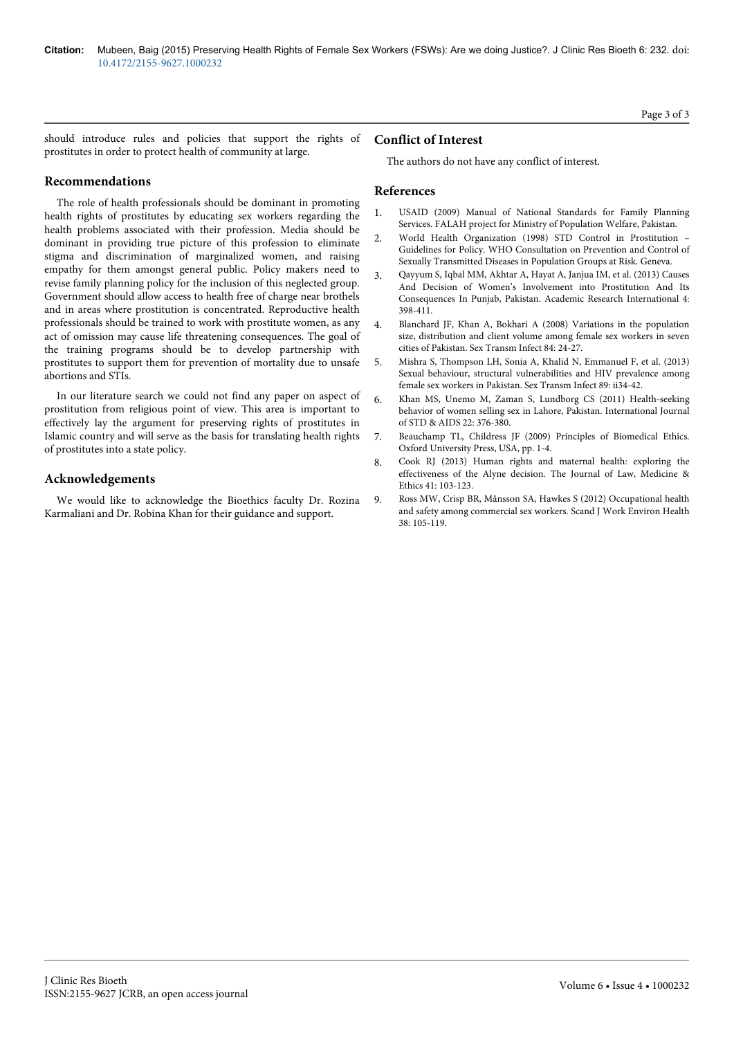should introduce rules and policies that support the rights of prostitutes in order to protect health of community at large.

## Recommendations

The role of health professionals should be dominant in promoting health rights of prostitutes by educating sex workers regarding the health problems associated with their profession. Media should be dominant in providing true picture of this profession to eliminate stigma and discrimination of marginalized women, and raising empathy for them amongst general public. Policy makers need to revise family planning policy for the inclusion of this neglected group. Government should allow access to health free of charge near brothels and in areas where prostitution is concentrated. Reproductive health professionals should be trained to work with prostitute women, as any act of omission may cause life threatening consequences. The goal of the training programs should be to develop partnership with prostitutes to support them for prevention of mortality due to unsafe abortions and STIs.

In our literature search we could not find any paper on aspect of prostitution from religious point of view. This area is important to effectively lay the argument for preserving rights of prostitutes in Islamic country and will serve as the basis for translating health rights of prostitutes into a state policy.

## Acknowledgements

We would like to acknowledge the Bioethics faculty Dr. Rozina Karmaliani and Dr. Robina Khan for their guidance and support.

## Conflict of Interest

The authors do not have any conflict of interest.

## References

1. USAID (2009) Manual of National Standards for Family Planning Services. FALAH project for Ministry of Population Welfare, Pakistan.
2. World Health Organization (1998) STD Control in Prostitution – Guidelines for Policy. WHO Consultation on Prevention and Control of Sexually Transmitted Diseases in Population Groups at Risk. Geneva.
3. Qayyum S, Iqbal MM, Akhtar A, Hayat A, Janjua IM, et al. (2013) Causes And Decision of Women's Involvement into Prostitution And Its Consequences In Punjab, Pakistan. Academic Research International 4: 398-411.
4. Blanchard JF, Khan A, Bokhari A (2008) Variations in the population size, distribution and client volume among female sex workers in seven cities of Pakistan. Sex Transm Infect 84: 24-27.
5. Mishra S, Thompson LH, Sonia A, Khalid N, Emmanuel F, et al. (2013) Sexual behaviour, structural vulnerabilities and HIV prevalence among female sex workers in Pakistan. Sex Transm Infect 89: ii34-42.
6. Khan MS, Unemo M, Zaman S, Lundborg CS (2011) Health-seeking behavior of women selling sex in Lahore, Pakistan. International Journal of STD & AIDS 22: 376-380.
7. Beauchamp TL, Childress JF (2009) Principles of Biomedical Ethics. Oxford University Press, USA, pp. 1-4.
8. Cook RJ (2013) Human rights and maternal health: exploring the effectiveness of the Alyne decision. The Journal of Law, Medicine & Ethics 41: 103-123.
9. Ross MW, Crisp BR, Månsson SA, Hawkes S (2012) Occupational health and safety among commercial sex workers. Scand J Work Environ Health 38: 105-119.